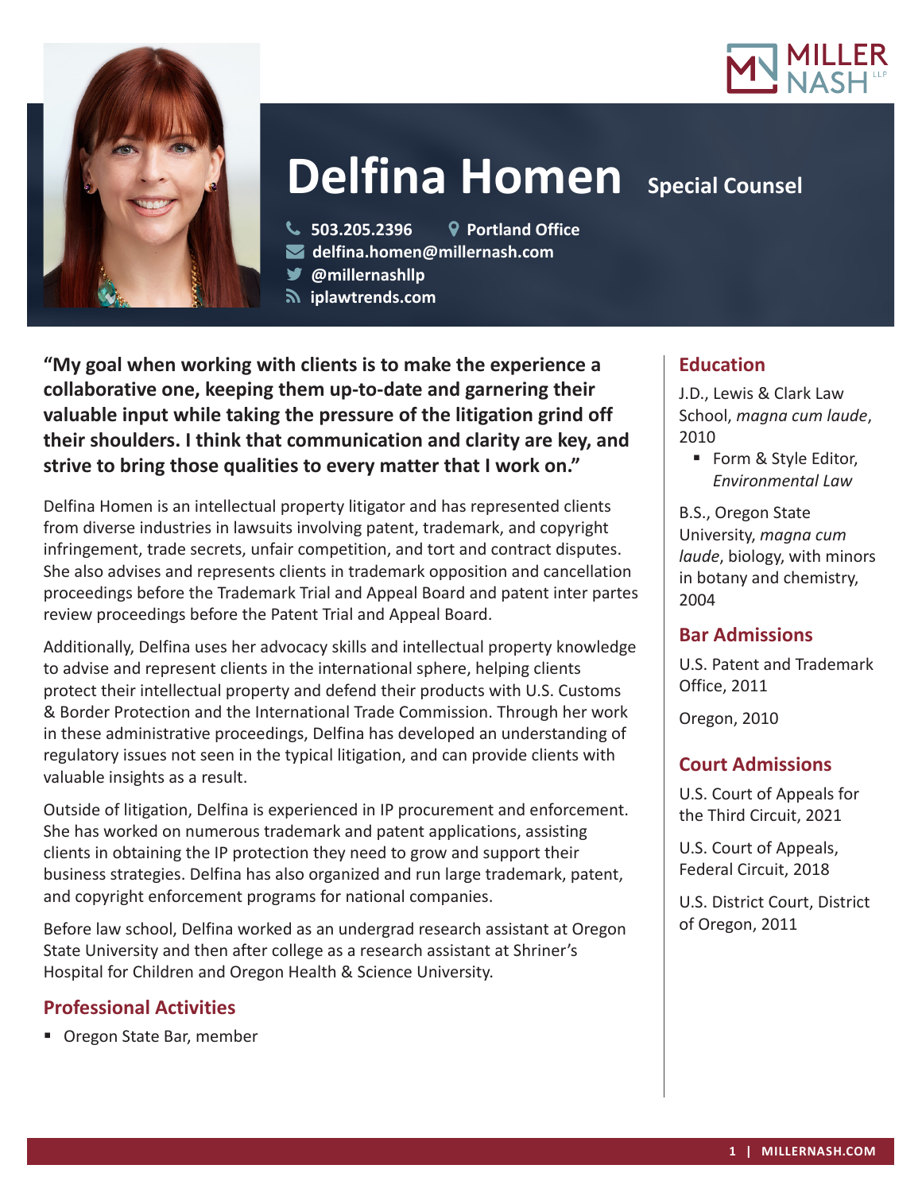# Delfina Homen

**Special Counsel**

503.205.2396 | Portland Office
delfina.homen@millernash.com
@millernashllp
iplawtrends.com

**"My goal when working with clients is to make the experience a collaborative one, keeping them up-to-date and garnering their valuable input while taking the pressure of the litigation grind off their shoulders. I think that communication and clarity are key, and strive to bring those qualities to every matter that I work on."**

Delfina Homen is an intellectual property litigator and has represented clients from diverse industries in lawsuits involving patent, trademark, and copyright infringement, trade secrets, unfair competition, and tort and contract disputes. She also advises and represents clients in trademark opposition and cancellation proceedings before the Trademark Trial and Appeal Board and patent inter partes review proceedings before the Patent Trial and Appeal Board.

Additionally, Delfina uses her advocacy skills and intellectual property knowledge to advise and represent clients in the international sphere, helping clients protect their intellectual property and defend their products with U.S. Customs & Border Protection and the International Trade Commission. Through her work in these administrative proceedings, Delfina has developed an understanding of regulatory issues not seen in the typical litigation, and can provide clients with valuable insights as a result.

Outside of litigation, Delfina is experienced in IP procurement and enforcement. She has worked on numerous trademark and patent applications, assisting clients in obtaining the IP protection they need to grow and support their business strategies. Delfina has also organized and run large trademark, patent, and copyright enforcement programs for national companies.

Before law school, Delfina worked as an undergrad research assistant at Oregon State University and then after college as a research assistant at Shriner's Hospital for Children and Oregon Health & Science University.

## Professional Activities

- Oregon State Bar, member

## Education

J.D., Lewis & Clark Law School, *magna cum laude*, 2010

- Form & Style Editor, *Environmental Law*

B.S., Oregon State University, *magna cum laude*, biology, with minors in botany and chemistry, 2004

## Bar Admissions

U.S. Patent and Trademark Office, 2011

Oregon, 2010

## Court Admissions

U.S. Court of Appeals for the Third Circuit, 2021

U.S. Court of Appeals, Federal Circuit, 2018

U.S. District Court, District of Oregon, 2011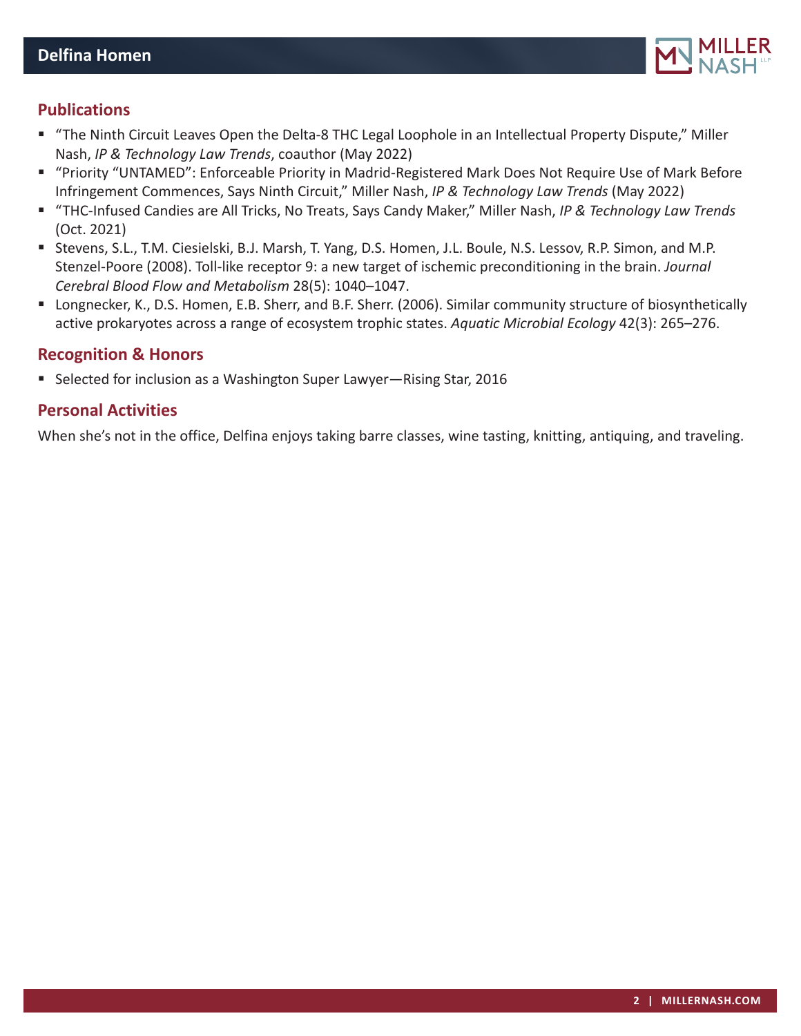## Publications

- "The Ninth Circuit Leaves Open the Delta-8 THC Legal Loophole in an Intellectual Property Dispute," Miller Nash, *IP & Technology Law Trends*, coauthor (May 2022)
- "Priority "UNTAMED": Enforceable Priority in Madrid-Registered Mark Does Not Require Use of Mark Before Infringement Commences, Says Ninth Circuit," Miller Nash, *IP & Technology Law Trends* (May 2022)
- "THC-Infused Candies are All Tricks, No Treats, Says Candy Maker," Miller Nash, *IP & Technology Law Trends* (Oct. 2021)
- Stevens, S.L., T.M. Ciesielski, B.J. Marsh, T. Yang, D.S. Homen, J.L. Boule, N.S. Lessov, R.P. Simon, and M.P. Stenzel-Poore (2008). Toll-like receptor 9: a new target of ischemic preconditioning in the brain. *Journal Cerebral Blood Flow and Metabolism* 28(5): 1040–1047.
- Longnecker, K., D.S. Homen, E.B. Sherr, and B.F. Sherr. (2006). Similar community structure of biosynthetically active prokaryotes across a range of ecosystem trophic states. *Aquatic Microbial Ecology* 42(3): 265–276.

## Recognition & Honors

- Selected for inclusion as a Washington Super Lawyer—Rising Star, 2016

## Personal Activities

When she's not in the office, Delfina enjoys taking barre classes, wine tasting, knitting, antiquing, and traveling.